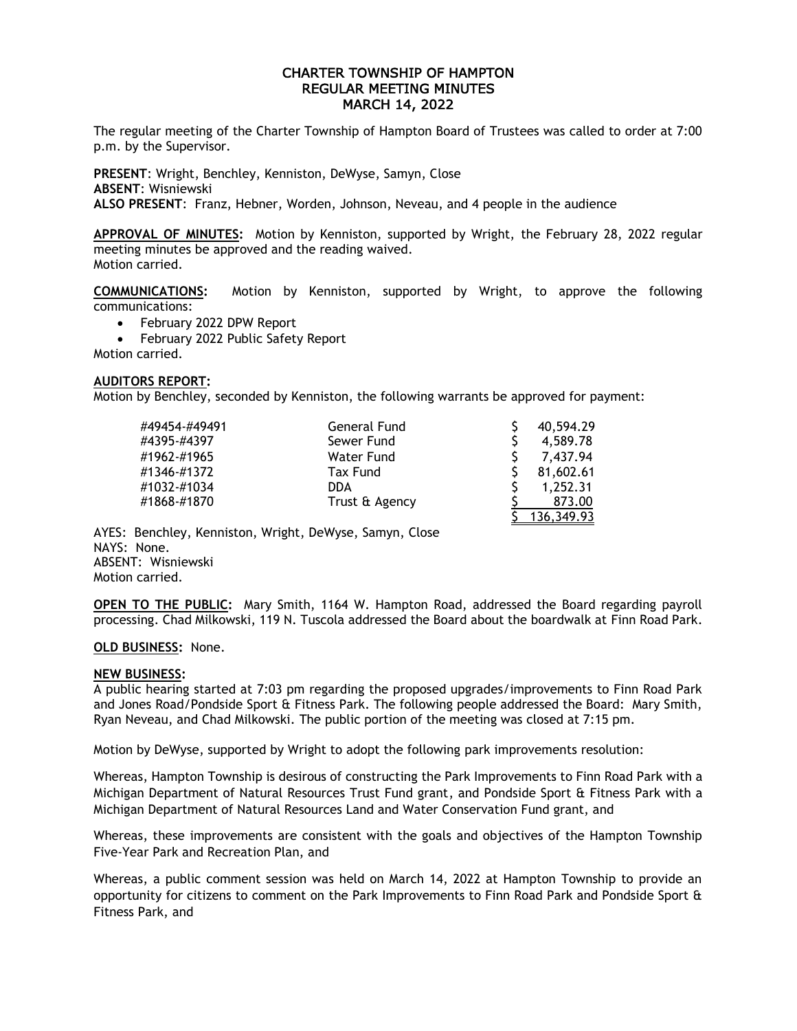# CHARTER TOWNSHIP OF HAMPTON
## REGULAR MEETING MINUTES
## MARCH 14, 2022

The regular meeting of the Charter Township of Hampton Board of Trustees was called to order at 7:00 p.m. by the Supervisor.

**PRESENT**: Wright, Benchley, Kenniston, DeWyse, Samyn, Close
**ABSENT**: Wisniewski
**ALSO PRESENT**: Franz, Hebner, Worden, Johnson, Neveau, and 4 people in the audience

**APPROVAL OF MINUTES:** Motion by Kenniston, supported by Wright, the February 28, 2022 regular meeting minutes be approved and the reading waived.
Motion carried.

**COMMUNICATIONS:** Motion by Kenniston, supported by Wright, to approve the following communications:

- February 2022 DPW Report
- February 2022 Public Safety Report

Motion carried.

**AUDITORS REPORT:**
Motion by Benchley, seconded by Kenniston, the following warrants be approved for payment:

| | | |
|---|---|---|
| #49454-#49491 | General Fund | $ 40,594.29 |
| #4395-#4397 | Sewer Fund | $ 4,589.78 |
| #1962-#1965 | Water Fund | $ 7,437.94 |
| #1346-#1372 | Tax Fund | $ 81,602.61 |
| #1032-#1034 | DDA | $ 1,252.31 |
| #1868-#1870 | Trust & Agency | $ 873.00 |
| | | $ 136,349.93 |

AYES: Benchley, Kenniston, Wright, DeWyse, Samyn, Close
NAYS: None.
ABSENT: Wisniewski
Motion carried.

**OPEN TO THE PUBLIC:** Mary Smith, 1164 W. Hampton Road, addressed the Board regarding payroll processing. Chad Milkowski, 119 N. Tuscola addressed the Board about the boardwalk at Finn Road Park.

**OLD BUSINESS:** None.

**NEW BUSINESS:**
A public hearing started at 7:03 pm regarding the proposed upgrades/improvements to Finn Road Park and Jones Road/Pondside Sport & Fitness Park. The following people addressed the Board: Mary Smith, Ryan Neveau, and Chad Milkowski. The public portion of the meeting was closed at 7:15 pm.

Motion by DeWyse, supported by Wright to adopt the following park improvements resolution:

Whereas, Hampton Township is desirous of constructing the Park Improvements to Finn Road Park with a Michigan Department of Natural Resources Trust Fund grant, and Pondside Sport & Fitness Park with a Michigan Department of Natural Resources Land and Water Conservation Fund grant, and

Whereas, these improvements are consistent with the goals and objectives of the Hampton Township Five-Year Park and Recreation Plan, and

Whereas, a public comment session was held on March 14, 2022 at Hampton Township to provide an opportunity for citizens to comment on the Park Improvements to Finn Road Park and Pondside Sport & Fitness Park, and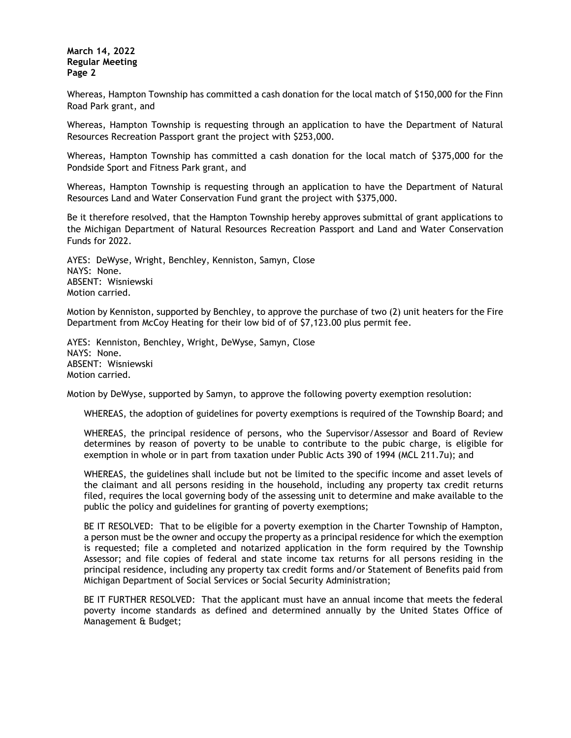Whereas, Hampton Township has committed a cash donation for the local match of $150,000 for the Finn Road Park grant, and

Whereas, Hampton Township is requesting through an application to have the Department of Natural Resources Recreation Passport grant the project with $253,000.

Whereas, Hampton Township has committed a cash donation for the local match of $375,000 for the Pondside Sport and Fitness Park grant, and

Whereas, Hampton Township is requesting through an application to have the Department of Natural Resources Land and Water Conservation Fund grant the project with $375,000.

Be it therefore resolved, that the Hampton Township hereby approves submittal of grant applications to the Michigan Department of Natural Resources Recreation Passport and Land and Water Conservation Funds for 2022.

AYES: DeWyse, Wright, Benchley, Kenniston, Samyn, Close
NAYS: None.
ABSENT: Wisniewski
Motion carried.

Motion by Kenniston, supported by Benchley, to approve the purchase of two (2) unit heaters for the Fire Department from McCoy Heating for their low bid of of $7,123.00 plus permit fee.

AYES: Kenniston, Benchley, Wright, DeWyse, Samyn, Close
NAYS: None.
ABSENT: Wisniewski
Motion carried.

Motion by DeWyse, supported by Samyn, to approve the following poverty exemption resolution:

WHEREAS, the adoption of guidelines for poverty exemptions is required of the Township Board; and

WHEREAS, the principal residence of persons, who the Supervisor/Assessor and Board of Review determines by reason of poverty to be unable to contribute to the pubic charge, is eligible for exemption in whole or in part from taxation under Public Acts 390 of 1994 (MCL 211.7u); and

WHEREAS, the guidelines shall include but not be limited to the specific income and asset levels of the claimant and all persons residing in the household, including any property tax credit returns filed, requires the local governing body of the assessing unit to determine and make available to the public the policy and guidelines for granting of poverty exemptions;

BE IT RESOLVED: That to be eligible for a poverty exemption in the Charter Township of Hampton, a person must be the owner and occupy the property as a principal residence for which the exemption is requested; file a completed and notarized application in the form required by the Township Assessor; and file copies of federal and state income tax returns for all persons residing in the principal residence, including any property tax credit forms and/or Statement of Benefits paid from Michigan Department of Social Services or Social Security Administration;

BE IT FURTHER RESOLVED: That the applicant must have an annual income that meets the federal poverty income standards as defined and determined annually by the United States Office of Management & Budget;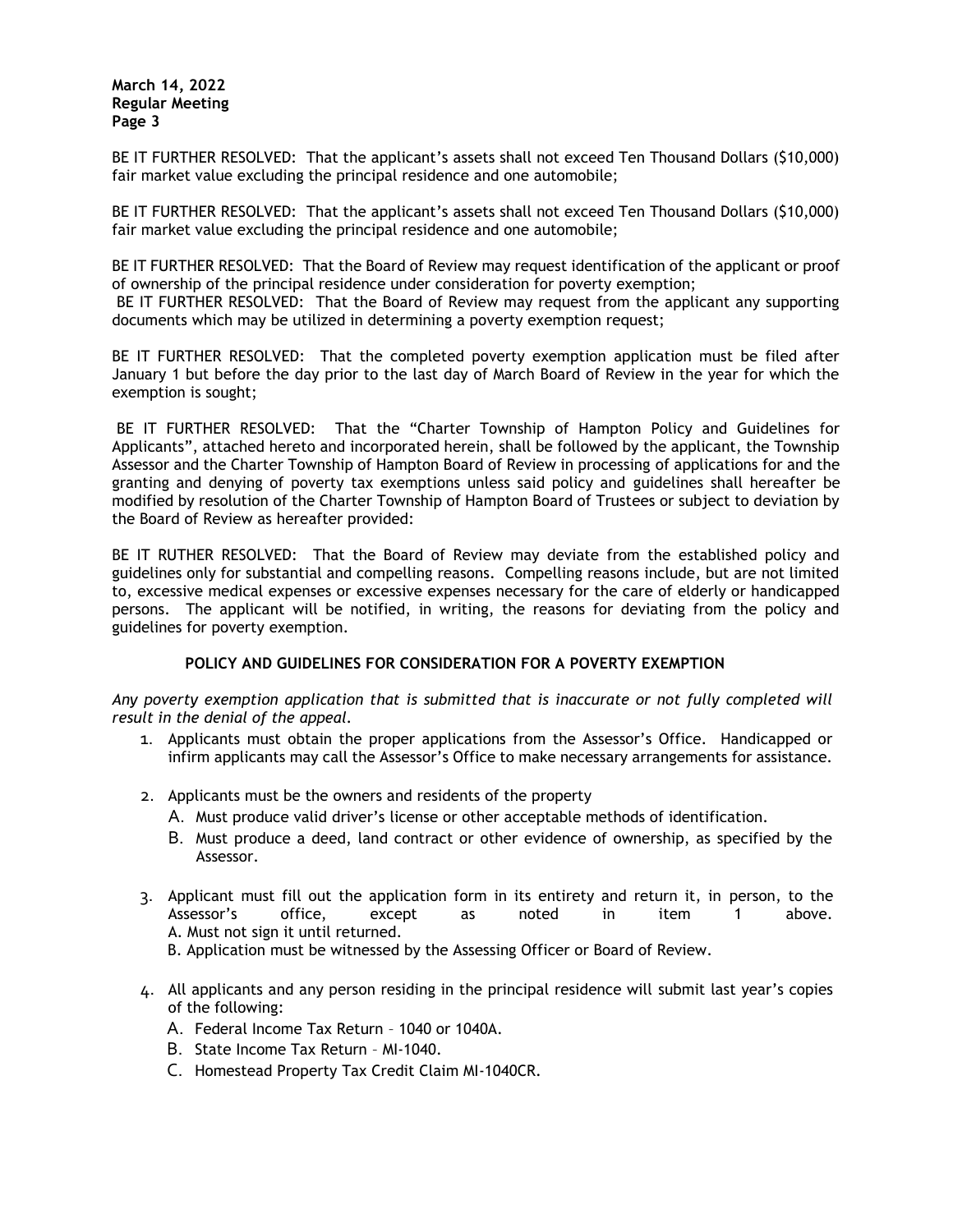BE IT FURTHER RESOLVED: That the applicant's assets shall not exceed Ten Thousand Dollars ($10,000) fair market value excluding the principal residence and one automobile;

BE IT FURTHER RESOLVED: That the applicant's assets shall not exceed Ten Thousand Dollars ($10,000) fair market value excluding the principal residence and one automobile;

BE IT FURTHER RESOLVED: That the Board of Review may request identification of the applicant or proof of ownership of the principal residence under consideration for poverty exemption;
BE IT FURTHER RESOLVED: That the Board of Review may request from the applicant any supporting documents which may be utilized in determining a poverty exemption request;

BE IT FURTHER RESOLVED: That the completed poverty exemption application must be filed after January 1 but before the day prior to the last day of March Board of Review in the year for which the exemption is sought;

BE IT FURTHER RESOLVED: That the "Charter Township of Hampton Policy and Guidelines for Applicants", attached hereto and incorporated herein, shall be followed by the applicant, the Township Assessor and the Charter Township of Hampton Board of Review in processing of applications for and the granting and denying of poverty tax exemptions unless said policy and guidelines shall hereafter be modified by resolution of the Charter Township of Hampton Board of Trustees or subject to deviation by the Board of Review as hereafter provided:

BE IT RUTHER RESOLVED: That the Board of Review may deviate from the established policy and guidelines only for substantial and compelling reasons. Compelling reasons include, but are not limited to, excessive medical expenses or excessive expenses necessary for the care of elderly or handicapped persons. The applicant will be notified, in writing, the reasons for deviating from the policy and guidelines for poverty exemption.

**POLICY AND GUIDELINES FOR CONSIDERATION FOR A POVERTY EXEMPTION**

*Any poverty exemption application that is submitted that is inaccurate or not fully completed will result in the denial of the appeal.*

1. Applicants must obtain the proper applications from the Assessor's Office. Handicapped or infirm applicants may call the Assessor's Office to make necessary arrangements for assistance.

2. Applicants must be the owners and residents of the property
   - A. Must produce valid driver's license or other acceptable methods of identification.
   - B. Must produce a deed, land contract or other evidence of ownership, as specified by the Assessor.

3. Applicant must fill out the application form in its entirety and return it, in person, to the Assessor's office, except as noted in item 1 above.
   - A. Must not sign it until returned.
   - B. Application must be witnessed by the Assessing Officer or Board of Review.

4. All applicants and any person residing in the principal residence will submit last year's copies of the following:
   - A. Federal Income Tax Return – 1040 or 1040A.
   - B. State Income Tax Return – MI-1040.
   - C. Homestead Property Tax Credit Claim MI-1040CR.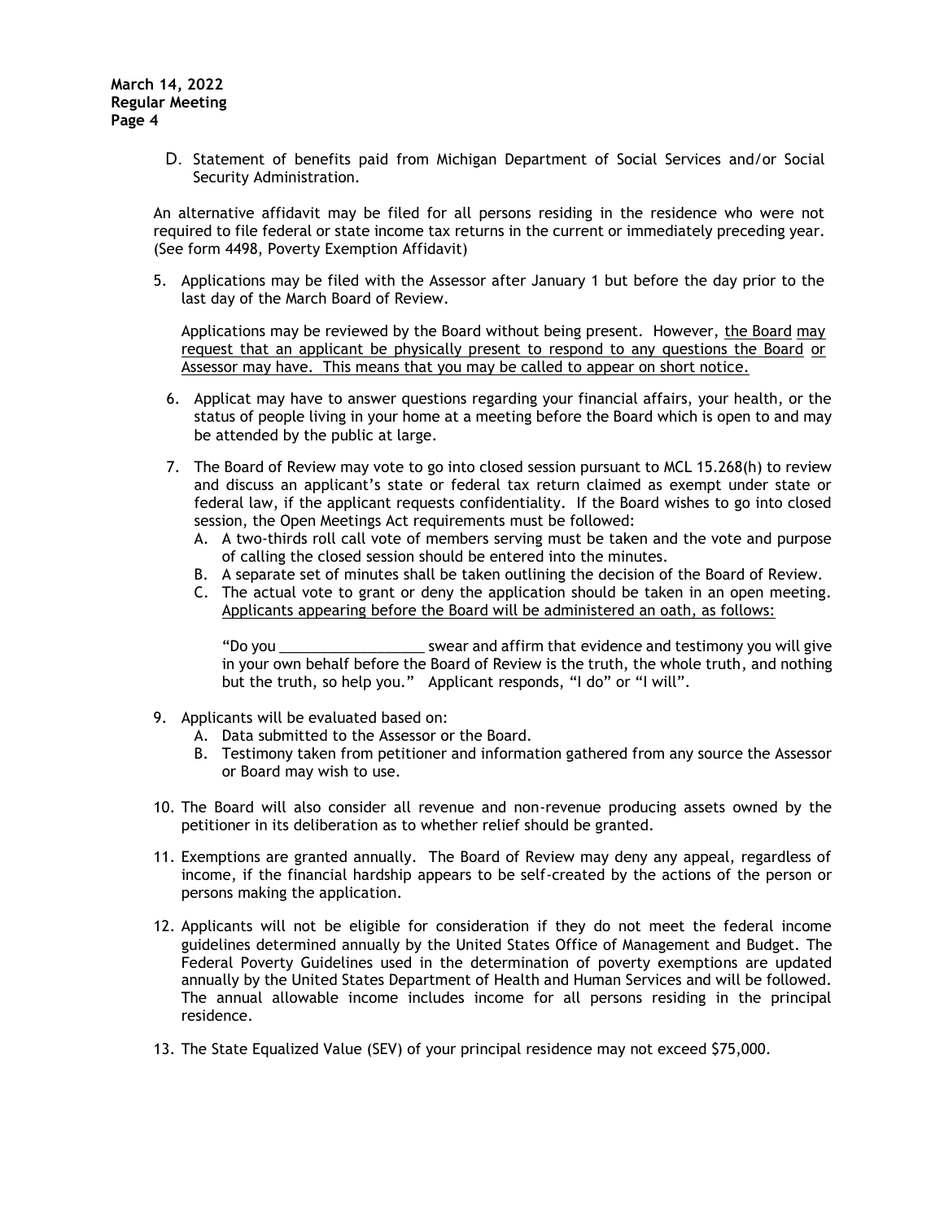D. Statement of benefits paid from Michigan Department of Social Services and/or Social Security Administration.

An alternative affidavit may be filed for all persons residing in the residence who were not required to file federal or state income tax returns in the current or immediately preceding year. (See form 4498, Poverty Exemption Affidavit)

5. Applications may be filed with the Assessor after January 1 but before the day prior to the last day of the March Board of Review.

   Applications may be reviewed by the Board without being present. However, <u>the Board may request that an applicant be physically present to respond to any questions the Board or Assessor may have. This means that you may be called to appear on short notice.</u>

6. Applicat may have to answer questions regarding your financial affairs, your health, or the status of people living in your home at a meeting before the Board which is open to and may be attended by the public at large.

7. The Board of Review may vote to go into closed session pursuant to MCL 15.268(h) to review and discuss an applicant's state or federal tax return claimed as exempt under state or federal law, if the applicant requests confidentiality. If the Board wishes to go into closed session, the Open Meetings Act requirements must be followed:
   A. A two-thirds roll call vote of members serving must be taken and the vote and purpose of calling the closed session should be entered into the minutes.
   B. A separate set of minutes shall be taken outlining the decision of the Board of Review.
   C. The actual vote to grant or deny the application should be taken in an open meeting. <u>Applicants appearing before the Board will be administered an oath, as follows:</u>

   "Do you __________________ swear and affirm that evidence and testimony you will give in your own behalf before the Board of Review is the truth, the whole truth, and nothing but the truth, so help you." Applicant responds, "I do" or "I will".

9. Applicants will be evaluated based on:
   A. Data submitted to the Assessor or the Board.
   B. Testimony taken from petitioner and information gathered from any source the Assessor or Board may wish to use.

10. The Board will also consider all revenue and non-revenue producing assets owned by the petitioner in its deliberation as to whether relief should be granted.

11. Exemptions are granted annually. The Board of Review may deny any appeal, regardless of income, if the financial hardship appears to be self-created by the actions of the person or persons making the application.

12. Applicants will not be eligible for consideration if they do not meet the federal income guidelines determined annually by the United States Office of Management and Budget. The Federal Poverty Guidelines used in the determination of poverty exemptions are updated annually by the United States Department of Health and Human Services and will be followed. The annual allowable income includes income for all persons residing in the principal residence.

13. The State Equalized Value (SEV) of your principal residence may not exceed $75,000.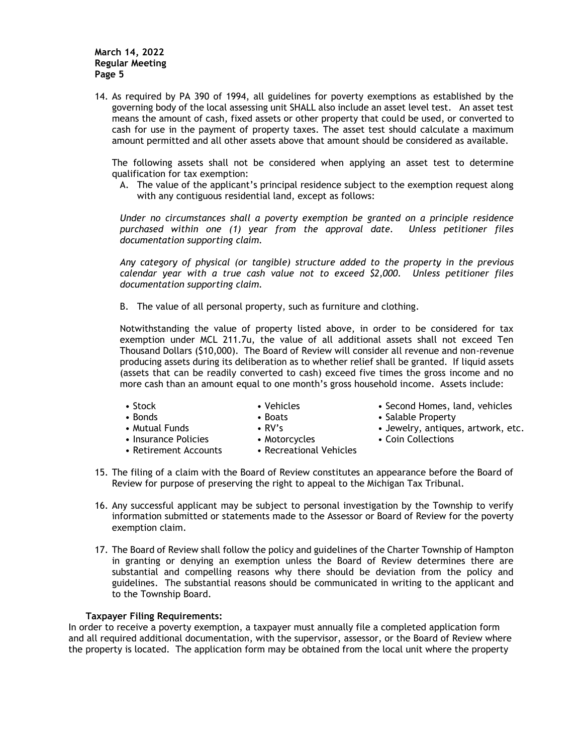14. As required by PA 390 of 1994, all guidelines for poverty exemptions as established by the governing body of the local assessing unit SHALL also include an asset level test. An asset test means the amount of cash, fixed assets or other property that could be used, or converted to cash for use in the payment of property taxes. The asset test should calculate a maximum amount permitted and all other assets above that amount should be considered as available.

    The following assets shall not be considered when applying an asset test to determine qualification for tax exemption:

    A. The value of the applicant's principal residence subject to the exemption request along with any contiguous residential land, except as follows:

    *Under no circumstances shall a poverty exemption be granted on a principle residence purchased within one (1) year from the approval date. Unless petitioner files documentation supporting claim.*

    *Any category of physical (or tangible) structure added to the property in the previous calendar year with a true cash value not to exceed $2,000. Unless petitioner files documentation supporting claim.*

    B. The value of all personal property, such as furniture and clothing.

    Notwithstanding the value of property listed above, in order to be considered for tax exemption under MCL 211.7u, the value of all additional assets shall not exceed Ten Thousand Dollars ($10,000). The Board of Review will consider all revenue and non-revenue producing assets during its deliberation as to whether relief shall be granted. If liquid assets (assets that can be readily converted to cash) exceed five times the gross income and no more cash than an amount equal to one month's gross household income. Assets include:

    - Stock
    - Bonds
    - Mutual Funds
    - Insurance Policies
    - Retirement Accounts
    - Vehicles
    - Boats
    - RV's
    - Motorcycles
    - Recreational Vehicles
    - Second Homes, land, vehicles
    - Salable Property
    - Jewelry, antiques, artwork, etc.
    - Coin Collections

15. The filing of a claim with the Board of Review constitutes an appearance before the Board of Review for purpose of preserving the right to appeal to the Michigan Tax Tribunal.

16. Any successful applicant may be subject to personal investigation by the Township to verify information submitted or statements made to the Assessor or Board of Review for the poverty exemption claim.

17. The Board of Review shall follow the policy and guidelines of the Charter Township of Hampton in granting or denying an exemption unless the Board of Review determines there are substantial and compelling reasons why there should be deviation from the policy and guidelines. The substantial reasons should be communicated in writing to the applicant and to the Township Board.

**Taxpayer Filing Requirements:**

In order to receive a poverty exemption, a taxpayer must annually file a completed application form and all required additional documentation, with the supervisor, assessor, or the Board of Review where the property is located. The application form may be obtained from the local unit where the property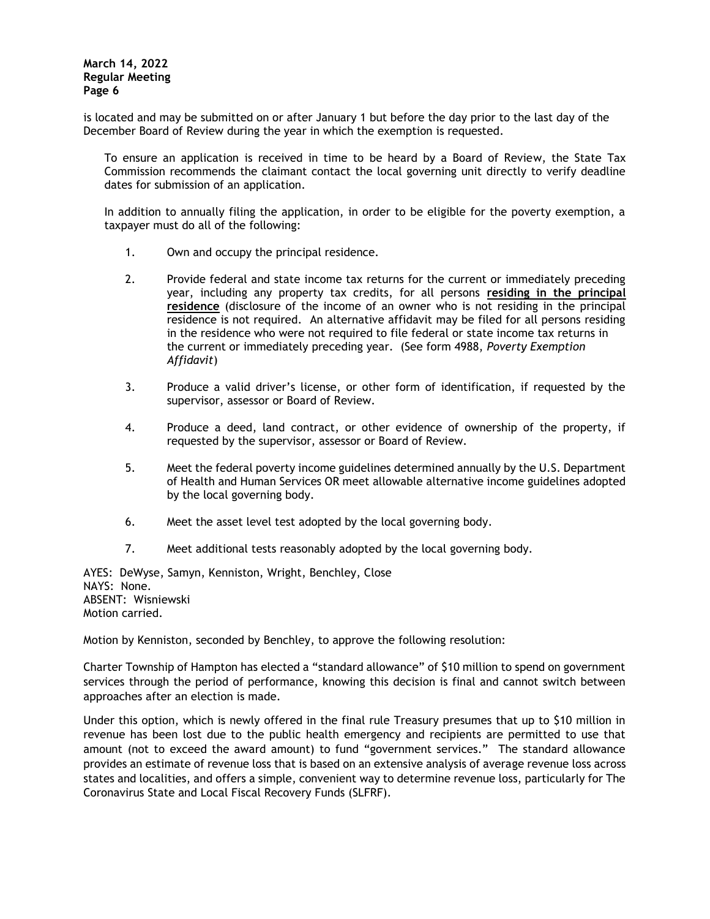is located and may be submitted on or after January 1 but before the day prior to the last day of the December Board of Review during the year in which the exemption is requested.

To ensure an application is received in time to be heard by a Board of Review, the State Tax Commission recommends the claimant contact the local governing unit directly to verify deadline dates for submission of an application.

In addition to annually filing the application, in order to be eligible for the poverty exemption, a taxpayer must do all of the following:

1. Own and occupy the principal residence.

2. Provide federal and state income tax returns for the current or immediately preceding year, including any property tax credits, for all persons **residing in the principal residence** (disclosure of the income of an owner who is not residing in the principal residence is not required. An alternative affidavit may be filed for all persons residing in the residence who were not required to file federal or state income tax returns in the current or immediately preceding year. (See form 4988, *Poverty Exemption Affidavit*)

3. Produce a valid driver's license, or other form of identification, if requested by the supervisor, assessor or Board of Review.

4. Produce a deed, land contract, or other evidence of ownership of the property, if requested by the supervisor, assessor or Board of Review.

5. Meet the federal poverty income guidelines determined annually by the U.S. Department of Health and Human Services OR meet allowable alternative income guidelines adopted by the local governing body.

6. Meet the asset level test adopted by the local governing body.

7. Meet additional tests reasonably adopted by the local governing body.

AYES: DeWyse, Samyn, Kenniston, Wright, Benchley, Close
NAYS: None.
ABSENT: Wisniewski
Motion carried.

Motion by Kenniston, seconded by Benchley, to approve the following resolution:

Charter Township of Hampton has elected a "standard allowance" of $10 million to spend on government services through the period of performance, knowing this decision is final and cannot switch between approaches after an election is made.

Under this option, which is newly offered in the final rule Treasury presumes that up to $10 million in revenue has been lost due to the public health emergency and recipients are permitted to use that amount (not to exceed the award amount) to fund "government services." The standard allowance provides an estimate of revenue loss that is based on an extensive analysis of average revenue loss across states and localities, and offers a simple, convenient way to determine revenue loss, particularly for The Coronavirus State and Local Fiscal Recovery Funds (SLFRF).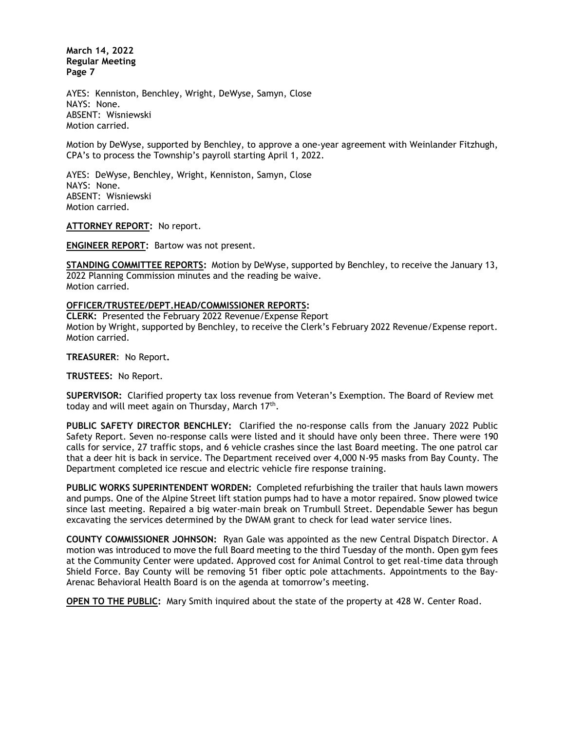AYES: Kenniston, Benchley, Wright, DeWyse, Samyn, Close
NAYS: None.
ABSENT: Wisniewski
Motion carried.

Motion by DeWyse, supported by Benchley, to approve a one-year agreement with Weinlander Fitzhugh, CPA's to process the Township's payroll starting April 1, 2022.

AYES: DeWyse, Benchley, Wright, Kenniston, Samyn, Close
NAYS: None.
ABSENT: Wisniewski
Motion carried.

**ATTORNEY REPORT:** No report.

**ENGINEER REPORT:** Bartow was not present.

**STANDING COMMITTEE REPORTS:** Motion by DeWyse, supported by Benchley, to receive the January 13, 2022 Planning Commission minutes and the reading be waive.
Motion carried.

**OFFICER/TRUSTEE/DEPT.HEAD/COMMISSIONER REPORTS:**
**CLERK:** Presented the February 2022 Revenue/Expense Report
Motion by Wright, supported by Benchley, to receive the Clerk's February 2022 Revenue/Expense report.
Motion carried.

**TREASURER**: No Report.

**TRUSTEES:** No Report.

**SUPERVISOR:** Clarified property tax loss revenue from Veteran's Exemption. The Board of Review met today and will meet again on Thursday, March 17th.

**PUBLIC SAFETY DIRECTOR BENCHLEY:** Clarified the no-response calls from the January 2022 Public Safety Report. Seven no-response calls were listed and it should have only been three. There were 190 calls for service, 27 traffic stops, and 6 vehicle crashes since the last Board meeting. The one patrol car that a deer hit is back in service. The Department received over 4,000 N-95 masks from Bay County. The Department completed ice rescue and electric vehicle fire response training.

**PUBLIC WORKS SUPERINTENDENT WORDEN:** Completed refurbishing the trailer that hauls lawn mowers and pumps. One of the Alpine Street lift station pumps had to have a motor repaired. Snow plowed twice since last meeting. Repaired a big water-main break on Trumbull Street. Dependable Sewer has begun excavating the services determined by the DWAM grant to check for lead water service lines.

**COUNTY COMMISSIONER JOHNSON:** Ryan Gale was appointed as the new Central Dispatch Director. A motion was introduced to move the full Board meeting to the third Tuesday of the month. Open gym fees at the Community Center were updated. Approved cost for Animal Control to get real-time data through Shield Force. Bay County will be removing 51 fiber optic pole attachments. Appointments to the Bay-Arenac Behavioral Health Board is on the agenda at tomorrow's meeting.

**OPEN TO THE PUBLIC:** Mary Smith inquired about the state of the property at 428 W. Center Road.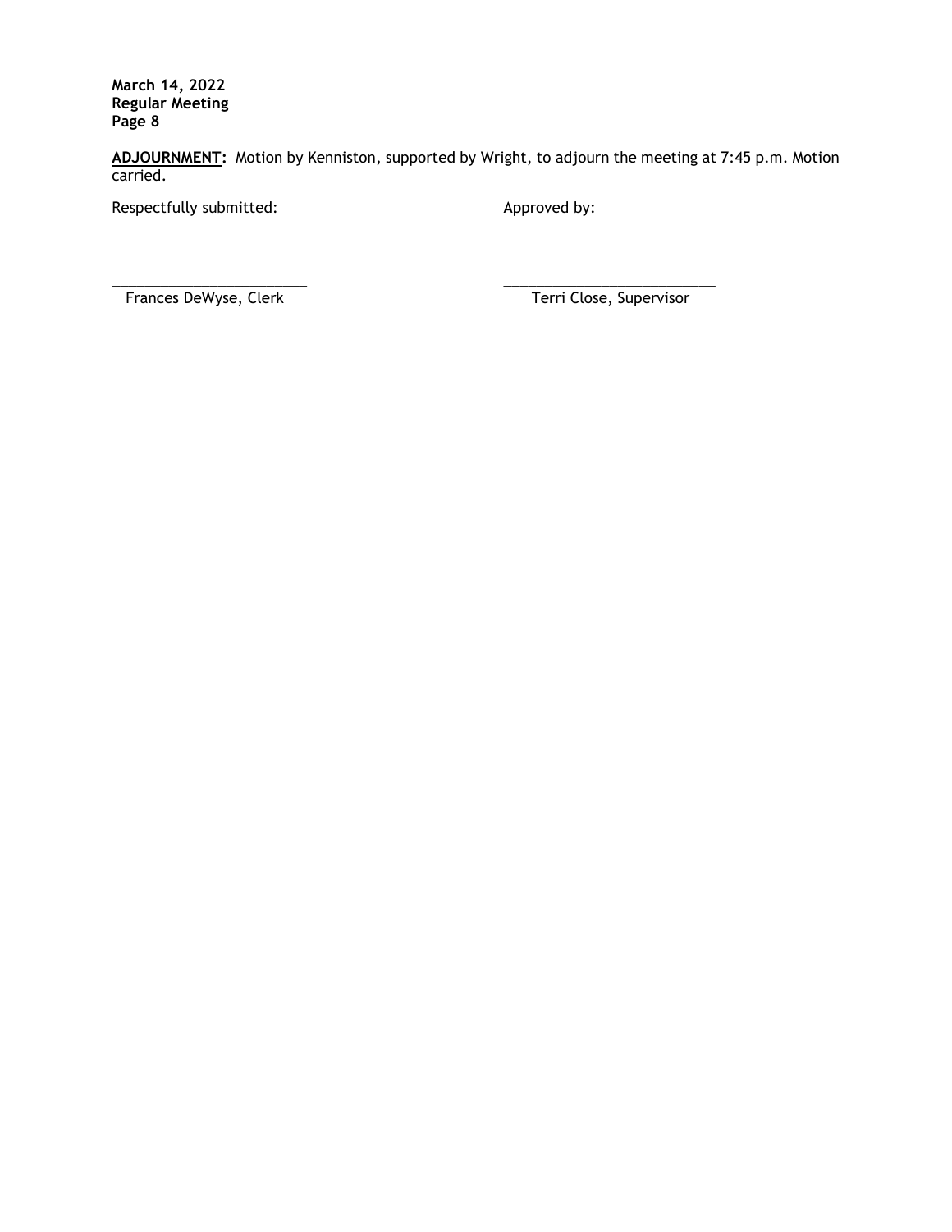**ADJOURNMENT:** Motion by Kenniston, supported by Wright, to adjourn the meeting at 7:45 p.m. Motion carried.

Respectfully submitted: Approved by:

\_\_\_\_\_\_\_\_\_\_\_\_\_\_\_\_\_\_\_\_\_\_\_\_\_\_ \_\_\_\_\_\_\_\_\_\_\_\_\_\_\_\_\_\_\_\_\_\_\_\_\_\_\_\_

Frances DeWyse, Clerk Terri Close, Supervisor